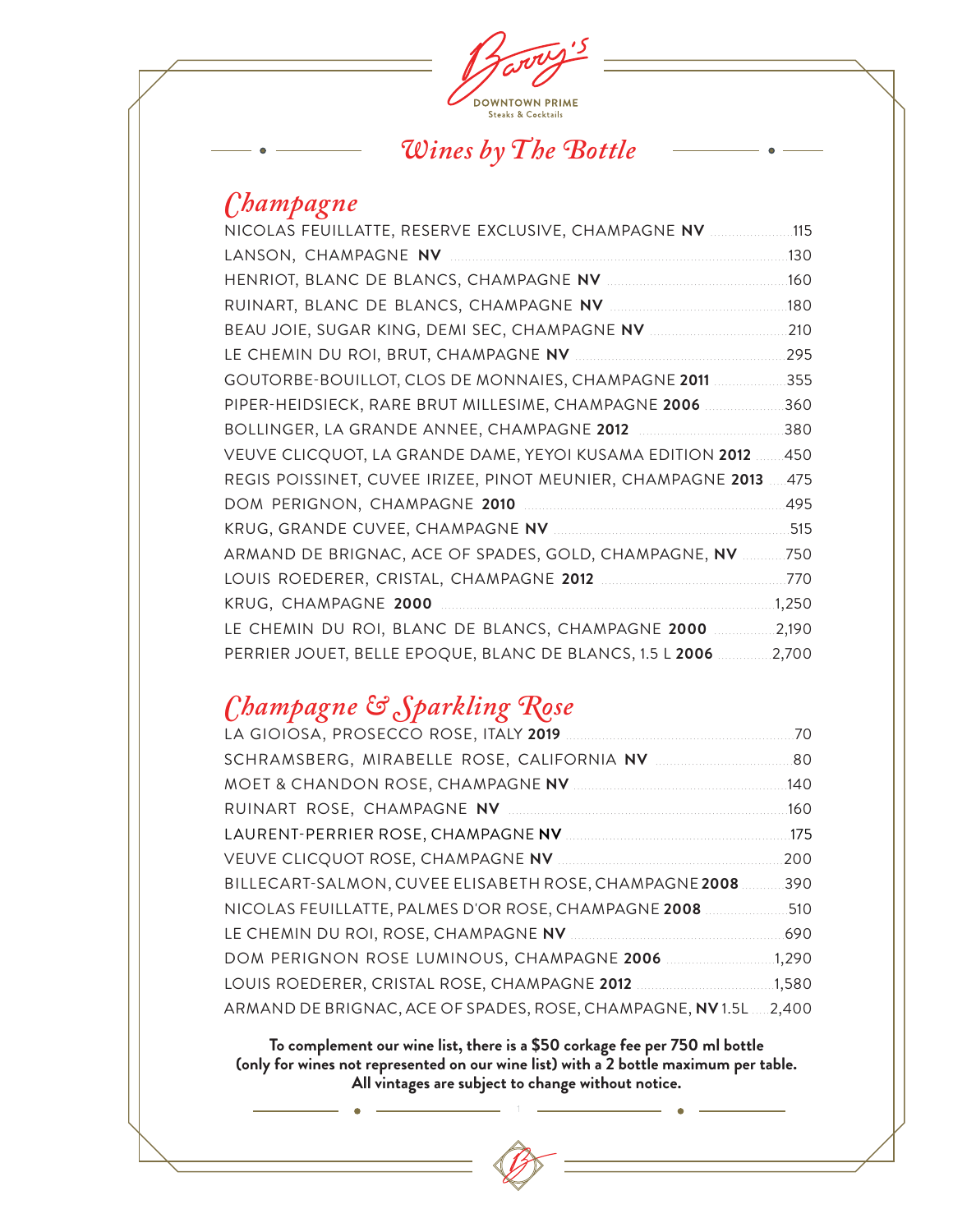# Barry's

DOWNTOWN PRIME
Steaks & Cocktails

## Wines by The Bottle

### Champagne

| Wine | Price |
|---|---|
| NICOLAS FEUILLATTE, RESERVE EXCLUSIVE, CHAMPAGNE **NV** | 115 |
| LANSON, CHAMPAGNE **NV** | 130 |
| HENRIOT, BLANC DE BLANCS, CHAMPAGNE **NV** | 160 |
| RUINART, BLANC DE BLANCS, CHAMPAGNE **NV** | 180 |
| BEAU JOIE, SUGAR KING, DEMI SEC, CHAMPAGNE **NV** | 210 |
| LE CHEMIN DU ROI, BRUT, CHAMPAGNE **NV** | 295 |
| GOUTORBE-BOUILLOT, CLOS DE MONNAIES, CHAMPAGNE **2011** | 355 |
| PIPER-HEIDSIECK, RARE BRUT MILLESIME, CHAMPAGNE **2006** | 360 |
| BOLLINGER, LA GRANDE ANNEE, CHAMPAGNE **2012** | 380 |
| VEUVE CLICQUOT, LA GRANDE DAME, YEYOI KUSAMA EDITION **2012** | 450 |
| REGIS POISSINET, CUVEE IRIZEE, PINOT MEUNIER, CHAMPAGNE **2013** | 475 |
| DOM PERIGNON, CHAMPAGNE **2010** | 495 |
| KRUG, GRANDE CUVEE, CHAMPAGNE **NV** | 515 |
| ARMAND DE BRIGNAC, ACE OF SPADES, GOLD, CHAMPAGNE, **NV** | 750 |
| LOUIS ROEDERER, CRISTAL, CHAMPAGNE **2012** | 770 |
| KRUG, CHAMPAGNE **2000** | 1,250 |
| LE CHEMIN DU ROI, BLANC DE BLANCS, CHAMPAGNE **2000** | 2,190 |
| PERRIER JOUET, BELLE EPOQUE, BLANC DE BLANCS, 1.5 L **2006** | 2,700 |

### Champagne & Sparkling Rose

| Wine | Price |
|---|---|
| LA GIOIOSA, PROSECCO ROSE, ITALY **2019** | 70 |
| SCHRAMSBERG, MIRABELLE ROSE, CALIFORNIA **NV** | 80 |
| MOET & CHANDON ROSE, CHAMPAGNE **NV** | 140 |
| RUINART ROSE, CHAMPAGNE **NV** | 160 |
| LAURENT-PERRIER ROSE, CHAMPAGNE **NV** | 175 |
| VEUVE CLICQUOT ROSE, CHAMPAGNE **NV** | 200 |
| BILLECART-SALMON, CUVEE ELISABETH ROSE, CHAMPAGNE **2008** | 390 |
| NICOLAS FEUILLATTE, PALMES D'OR ROSE, CHAMPAGNE **2008** | 510 |
| LE CHEMIN DU ROI, ROSE, CHAMPAGNE **NV** | 690 |
| DOM PERIGNON ROSE LUMINOUS, CHAMPAGNE **2006** | 1,290 |
| LOUIS ROEDERER, CRISTAL ROSE, CHAMPAGNE **2012** | 1,580 |
| ARMAND DE BRIGNAC, ACE OF SPADES, ROSE, CHAMPAGNE, **NV** 1.5L | 2,400 |

**To complement our wine list, there is a $50 corkage fee per 750 ml bottle (only for wines not represented on our wine list) with a 2 bottle maximum per table. All vintages are subject to change without notice.**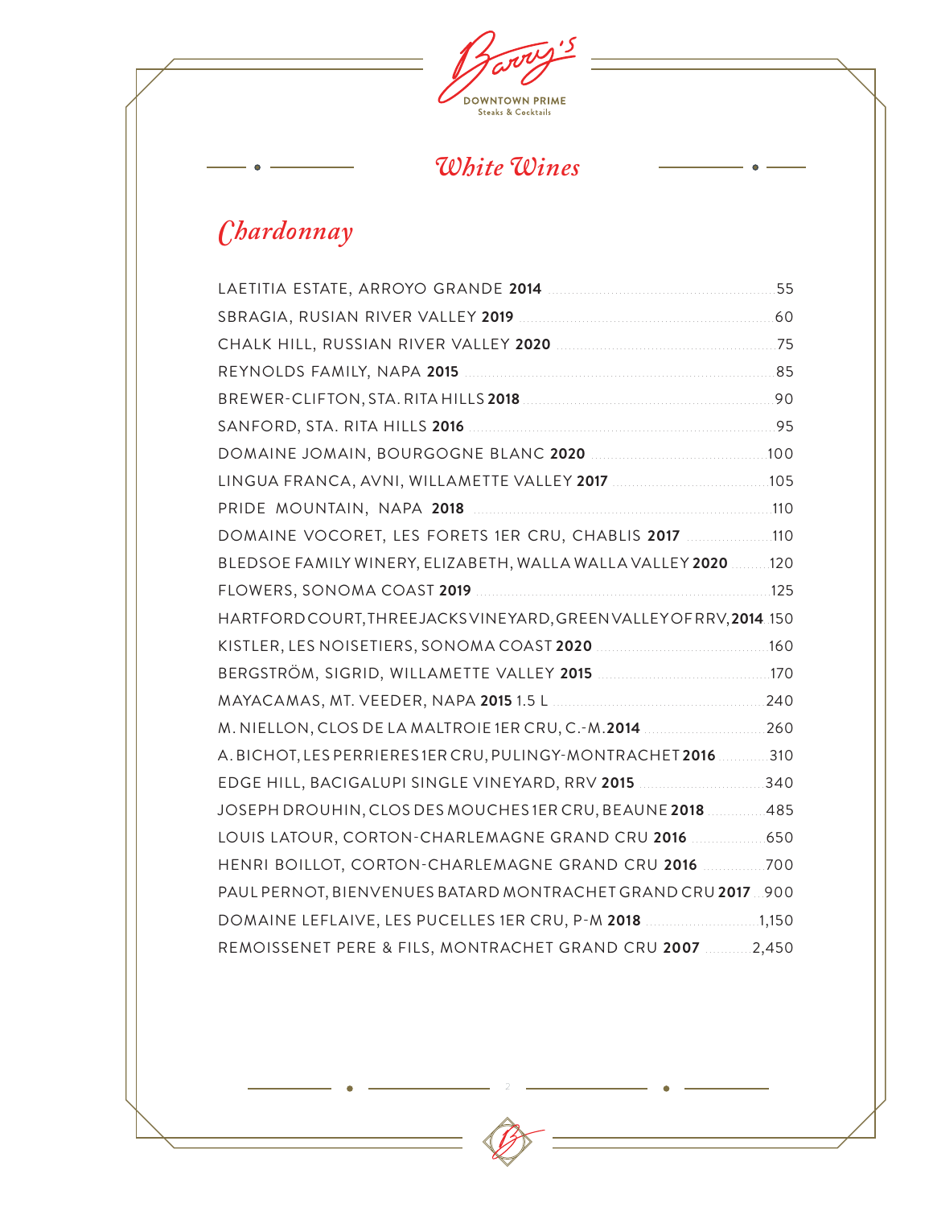# Barry's

DOWNTOWN PRIME
Steaks & Cocktails

## *White Wines*

### *Chardonnay*

LAETITIA ESTATE, ARROYO GRANDE **2014** ..... 55
SBRAGIA, RUSIAN RIVER VALLEY **2019** ..... 60
CHALK HILL, RUSSIAN RIVER VALLEY **2020** ..... 75
REYNOLDS FAMILY, NAPA **2015** ..... 85
BREWER-CLIFTON, STA. RITA HILLS **2018** ..... 90
SANFORD, STA. RITA HILLS **2016** ..... 95
DOMAINE JOMAIN, BOURGOGNE BLANC **2020** ..... 100
LINGUA FRANCA, AVNI, WILLAMETTE VALLEY **2017** ..... 105
PRIDE MOUNTAIN, NAPA **2018** ..... 110
DOMAINE VOCORET, LES FORETS 1ER CRU, CHABLIS **2017** ..... 110
BLEDSOE FAMILY WINERY, ELIZABETH, WALLA WALLA VALLEY **2020** ..... 120
FLOWERS, SONOMA COAST **2019** ..... 125
HARTFORD COURT, THREE JACKS VINEYARD, GREEN VALLEY OF RRV, **2014** ..... 150
KISTLER, LES NOISETIERS, SONOMA COAST **2020** ..... 160
BERGSTRÖM, SIGRID, WILLAMETTE VALLEY **2015** ..... 170
MAYACAMAS, MT. VEEDER, NAPA **2015** 1.5 L ..... 240
M. NIELLON, CLOS DE LA MALTROIE 1ER CRU, C.-M. **2014** ..... 260
A. BICHOT, LES PERRIERES 1ER CRU, PULINGY-MONTRACHET **2016** ..... 310
EDGE HILL, BACIGALUPI SINGLE VINEYARD, RRV **2015** ..... 340
JOSEPH DROUHIN, CLOS DES MOUCHES 1ER CRU, BEAUNE **2018** ..... 485
LOUIS LATOUR, CORTON-CHARLEMAGNE GRAND CRU **2016** ..... 650
HENRI BOILLOT, CORTON-CHARLEMAGNE GRAND CRU **2016** ..... 700
PAUL PERNOT, BIENVENUES BATARD MONTRACHET GRAND CRU **2017** ..... 900
DOMAINE LEFLAIVE, LES PUCELLES 1ER CRU, P-M **2018** ..... 1,150
REMOISSENET PERE & FILS, MONTRACHET GRAND CRU **2007** ..... 2,450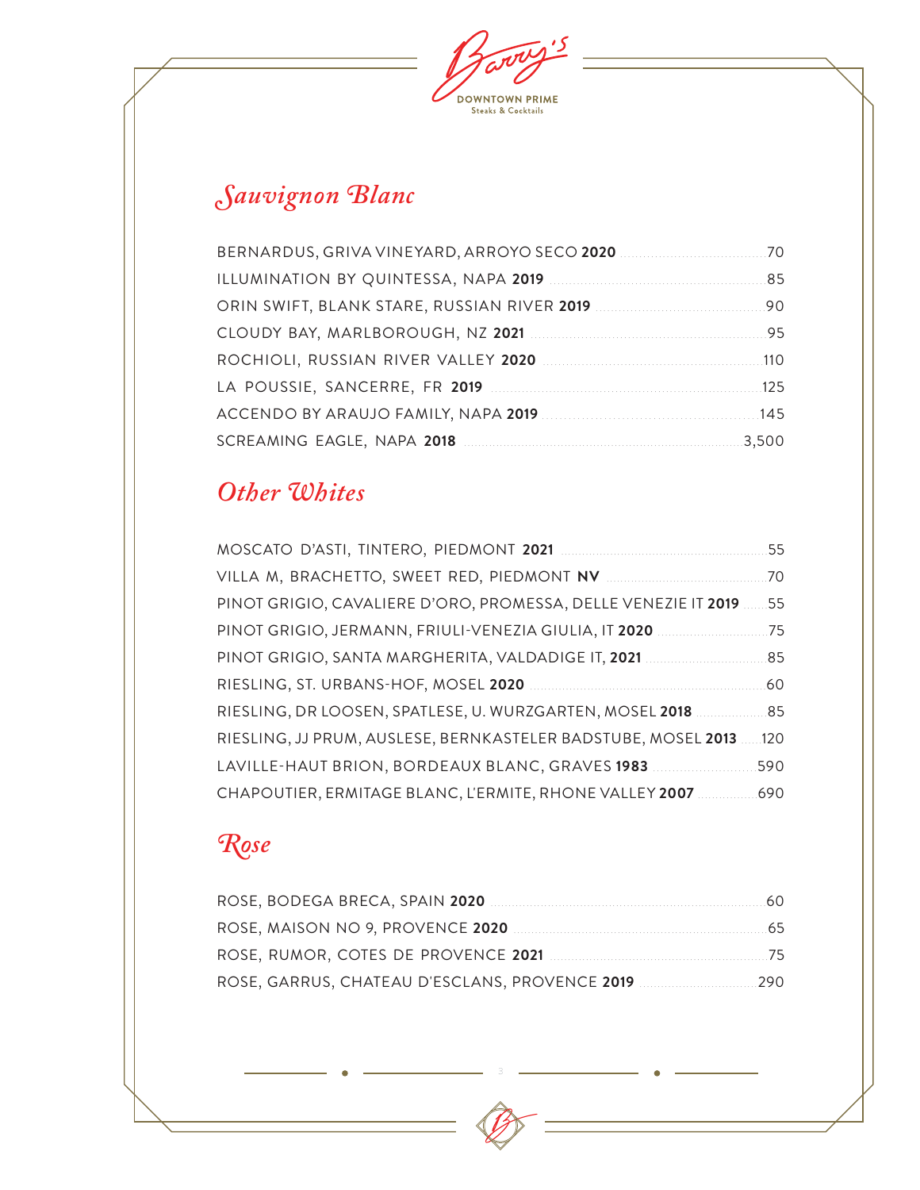Barry's
DOWNTOWN PRIME
Steaks & Cocktails

## *Sauvignon Blanc*

| Wine | Price |
|---|---|
| BERNARDUS, GRIVA VINEYARD, ARROYO SECO **2020** | 70 |
| ILLUMINATION BY QUINTESSA, NAPA **2019** | 85 |
| ORIN SWIFT, BLANK STARE, RUSSIAN RIVER **2019** | 90 |
| CLOUDY BAY, MARLBOROUGH, NZ **2021** | 95 |
| ROCHIOLI, RUSSIAN RIVER VALLEY **2020** | 110 |
| LA POUSSIE, SANCERRE, FR **2019** | 125 |
| ACCENDO BY ARAUJO FAMILY, NAPA **2019** | 145 |
| SCREAMING EAGLE, NAPA **2018** | 3,500 |

## *Other Whites*

| Wine | Price |
|---|---|
| MOSCATO D'ASTI, TINTERO, PIEDMONT **2021** | 55 |
| VILLA M, BRACHETTO, SWEET RED, PIEDMONT **NV** | 70 |
| PINOT GRIGIO, CAVALIERE D'ORO, PROMESSA, DELLE VENEZIE IT **2019** | 55 |
| PINOT GRIGIO, JERMANN, FRIULI-VENEZIA GIULIA, IT **2020** | 75 |
| PINOT GRIGIO, SANTA MARGHERITA, VALDADIGE IT, **2021** | 85 |
| RIESLING, ST. URBANS-HOF, MOSEL **2020** | 60 |
| RIESLING, DR LOOSEN, SPATLESE, U. WURZGARTEN, MOSEL **2018** | 85 |
| RIESLING, JJ PRUM, AUSLESE, BERNKASTELER BADSTUBE, MOSEL **2013** | 120 |
| LAVILLE-HAUT BRION, BORDEAUX BLANC, GRAVES **1983** | 590 |
| CHAPOUTIER, ERMITAGE BLANC, L'ERMITE, RHONE VALLEY **2007** | 690 |

## *Rose*

| Wine | Price |
|---|---|
| ROSE, BODEGA BRECA, SPAIN **2020** | 60 |
| ROSE, MAISON NO 9, PROVENCE **2020** | 65 |
| ROSE, RUMOR, COTES DE PROVENCE **2021** | 75 |
| ROSE, GARRUS, CHATEAU D'ESCLANS, PROVENCE **2019** | 290 |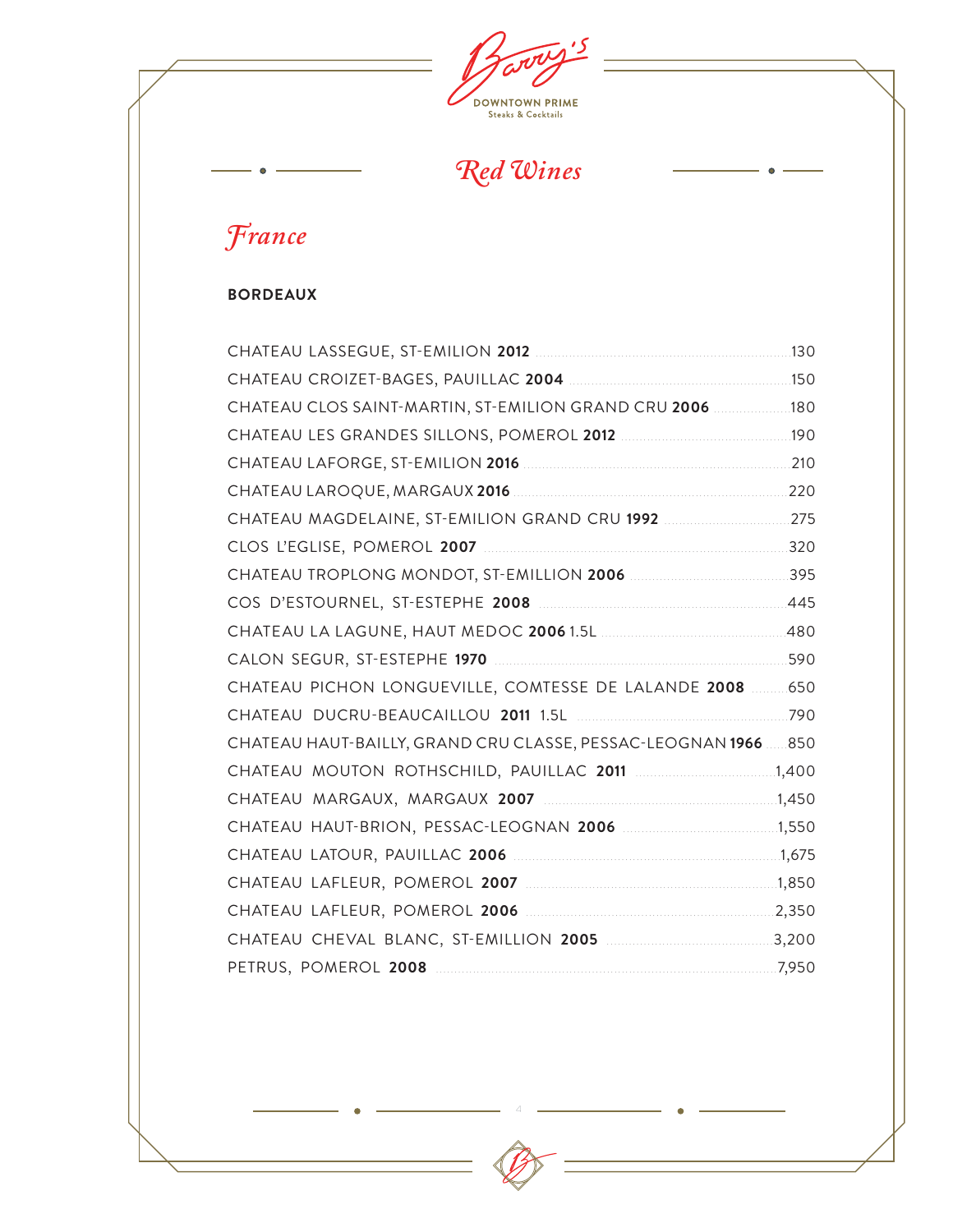Barry's DOWNTOWN PRIME Steaks & Cocktails

# *Red Wines*

## *France*

### BORDEAUX

| Wine | Price |
|---|---|
| CHATEAU LASSEGUE, ST-EMILION **2012** | 130 |
| CHATEAU CROIZET-BAGES, PAUILLAC **2004** | 150 |
| CHATEAU CLOS SAINT-MARTIN, ST-EMILION GRAND CRU **2006** | 180 |
| CHATEAU LES GRANDES SILLONS, POMEROL **2012** | 190 |
| CHATEAU LAFORGE, ST-EMILION **2016** | 210 |
| CHATEAU LAROQUE, MARGAUX **2016** | 220 |
| CHATEAU MAGDELAINE, ST-EMILION GRAND CRU **1992** | 275 |
| CLOS L'EGLISE, POMEROL **2007** | 320 |
| CHATEAU TROPLONG MONDOT, ST-EMILLION **2006** | 395 |
| COS D'ESTOURNEL, ST-ESTEPHE **2008** | 445 |
| CHATEAU LA LAGUNE, HAUT MEDOC **2006** 1.5L | 480 |
| CALON SEGUR, ST-ESTEPHE **1970** | 590 |
| CHATEAU PICHON LONGUEVILLE, COMTESSE DE LALANDE **2008** | 650 |
| CHATEAU DUCRU-BEAUCAILLOU **2011** 1.5L | 790 |
| CHATEAU HAUT-BAILLY, GRAND CRU CLASSE, PESSAC-LEOGNAN **1966** | 850 |
| CHATEAU MOUTON ROTHSCHILD, PAUILLAC **2011** | 1,400 |
| CHATEAU MARGAUX, MARGAUX **2007** | 1,450 |
| CHATEAU HAUT-BRION, PESSAC-LEOGNAN **2006** | 1,550 |
| CHATEAU LATOUR, PAUILLAC **2006** | 1,675 |
| CHATEAU LAFLEUR, POMEROL **2007** | 1,850 |
| CHATEAU LAFLEUR, POMEROL **2006** | 2,350 |
| CHATEAU CHEVAL BLANC, ST-EMILLION **2005** | 3,200 |
| PETRUS, POMEROL **2008** | 7,950 |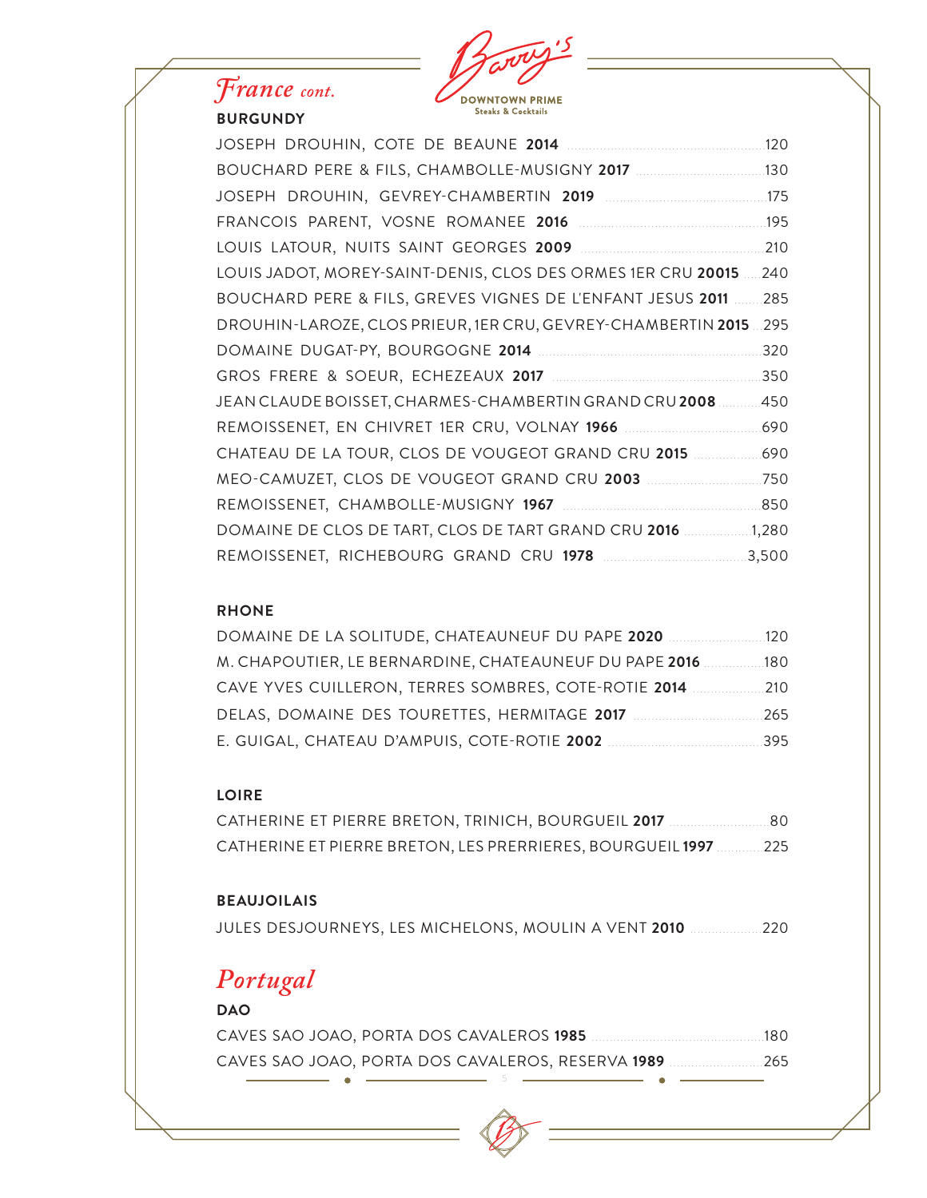# *France cont.*

## BURGUNDY

| Wine | Price |
| --- | --- |
| JOSEPH DROUHIN, COTE DE BEAUNE **2014** | 120 |
| BOUCHARD PERE & FILS, CHAMBOLLE-MUSIGNY **2017** | 130 |
| JOSEPH DROUHIN, GEVREY-CHAMBERTIN **2019** | 175 |
| FRANCOIS PARENT, VOSNE ROMANEE **2016** | 195 |
| LOUIS LATOUR, NUITS SAINT GEORGES **2009** | 210 |
| LOUIS JADOT, MOREY-SAINT-DENIS, CLOS DES ORMES 1ER CRU **20015** | 240 |
| BOUCHARD PERE & FILS, GREVES VIGNES DE L'ENFANT JESUS **2011** | 285 |
| DROUHIN-LAROZE, CLOS PRIEUR, 1ER CRU, GEVREY-CHAMBERTIN **2015** | 295 |
| DOMAINE DUGAT-PY, BOURGOGNE **2014** | 320 |
| GROS FRERE & SOEUR, ECHEZEAUX **2017** | 350 |
| JEAN CLAUDE BOISSET, CHARMES-CHAMBERTIN GRAND CRU **2008** | 450 |
| REMOISSENET, EN CHIVRET 1ER CRU, VOLNAY **1966** | 690 |
| CHATEAU DE LA TOUR, CLOS DE VOUGEOT GRAND CRU **2015** | 690 |
| MEO-CAMUZET, CLOS DE VOUGEOT GRAND CRU **2003** | 750 |
| REMOISSENET, CHAMBOLLE-MUSIGNY **1967** | 850 |
| DOMAINE DE CLOS DE TART, CLOS DE TART GRAND CRU **2016** | 1,280 |
| REMOISSENET, RICHEBOURG GRAND CRU **1978** | 3,500 |

## RHONE

| Wine | Price |
| --- | --- |
| DOMAINE DE LA SOLITUDE, CHATEAUNEUF DU PAPE **2020** | 120 |
| M. CHAPOUTIER, LE BERNARDINE, CHATEAUNEUF DU PAPE **2016** | 180 |
| CAVE YVES CUILLERON, TERRES SOMBRES, COTE-ROTIE **2014** | 210 |
| DELAS, DOMAINE DES TOURETTES, HERMITAGE **2017** | 265 |
| E. GUIGAL, CHATEAU D'AMPUIS, COTE-ROTIE **2002** | 395 |

## LOIRE

| Wine | Price |
| --- | --- |
| CATHERINE ET PIERRE BRETON, TRINICH, BOURGUEIL **2017** | 80 |
| CATHERINE ET PIERRE BRETON, LES PRERRIERES, BOURGUEIL **1997** | 225 |

## BEAUJOILAIS

| Wine | Price |
| --- | --- |
| JULES DESJOURNEYS, LES MICHELONS, MOULIN A VENT **2010** | 220 |

# *Portugal*

## DAO

| Wine | Price |
| --- | --- |
| CAVES SAO JOAO, PORTA DOS CAVALEROS **1985** | 180 |
| CAVES SAO JOAO, PORTA DOS CAVALEROS, RESERVA **1989** | 265 |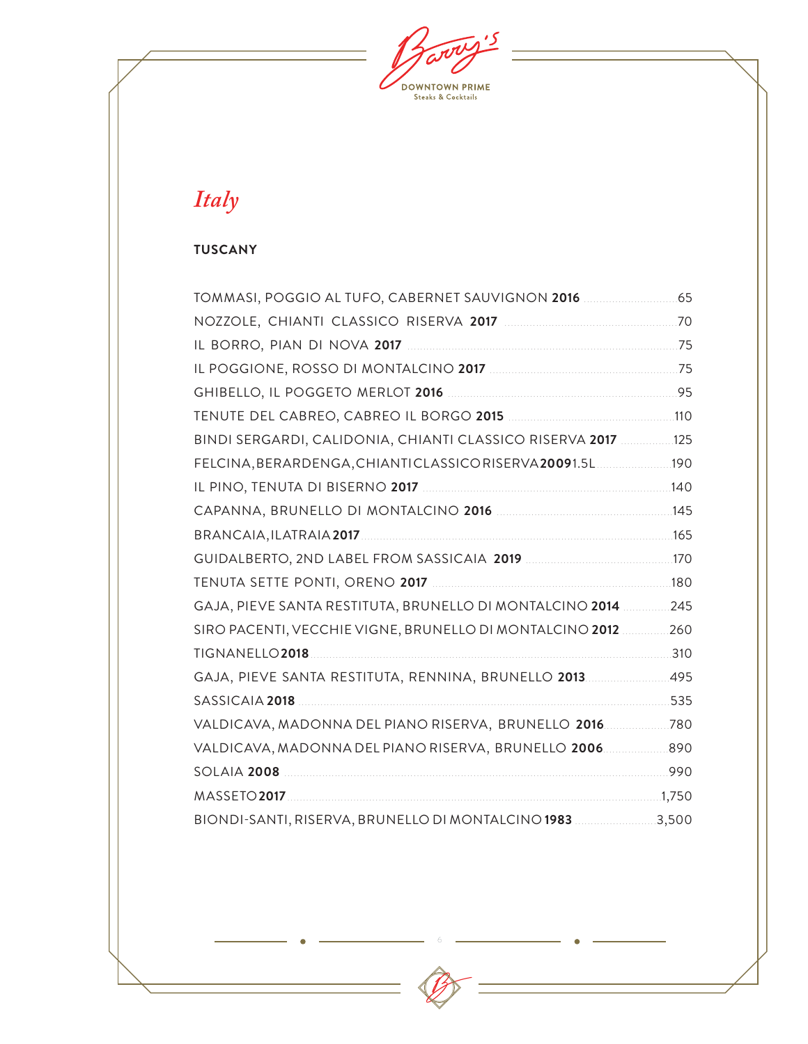# *Italy*

## TUSCANY

| Wine | Price |
|---|---|
| TOMMASI, POGGIO AL TUFO, CABERNET SAUVIGNON **2016** | 65 |
| NOZZOLE, CHIANTI CLASSICO RISERVA **2017** | 70 |
| IL BORRO, PIAN DI NOVA **2017** | 75 |
| IL POGGIONE, ROSSO DI MONTALCINO **2017** | 75 |
| GHIBELLO, IL POGGETO MERLOT **2016** | 95 |
| TENUTE DEL CABREO, CABREO IL BORGO **2015** | 110 |
| BINDI SERGARDI, CALIDONIA, CHIANTI CLASSICO RISERVA **2017** | 125 |
| FELCINA, BERARDENGA, CHIANTI CLASSICO RISERVA **2009** 1.5L | 190 |
| IL PINO, TENUTA DI BISERNO **2017** | 140 |
| CAPANNA, BRUNELLO DI MONTALCINO **2016** | 145 |
| BRANCAIA, IL ATRAIA **2017** | 165 |
| GUIDALBERTO, 2ND LABEL FROM SASSICAIA **2019** | 170 |
| TENUTA SETTE PONTI, ORENO **2017** | 180 |
| GAJA, PIEVE SANTA RESTITUTA, BRUNELLO DI MONTALCINO **2014** | 245 |
| SIRO PACENTI, VECCHIE VIGNE, BRUNELLO DI MONTALCINO **2012** | 260 |
| TIGNANELLO **2018** | 310 |
| GAJA, PIEVE SANTA RESTITUTA, RENNINA, BRUNELLO **2013** | 495 |
| SASSICAIA **2018** | 535 |
| VALDICAVA, MADONNA DEL PIANO RISERVA, BRUNELLO **2016** | 780 |
| VALDICAVA, MADONNA DEL PIANO RISERVA, BRUNELLO **2006** | 890 |
| SOLAIA **2008** | 990 |
| MASSETO **2017** | 1,750 |
| BIONDI-SANTI, RISERVA, BRUNELLO DI MONTALCINO **1983** | 3,500 |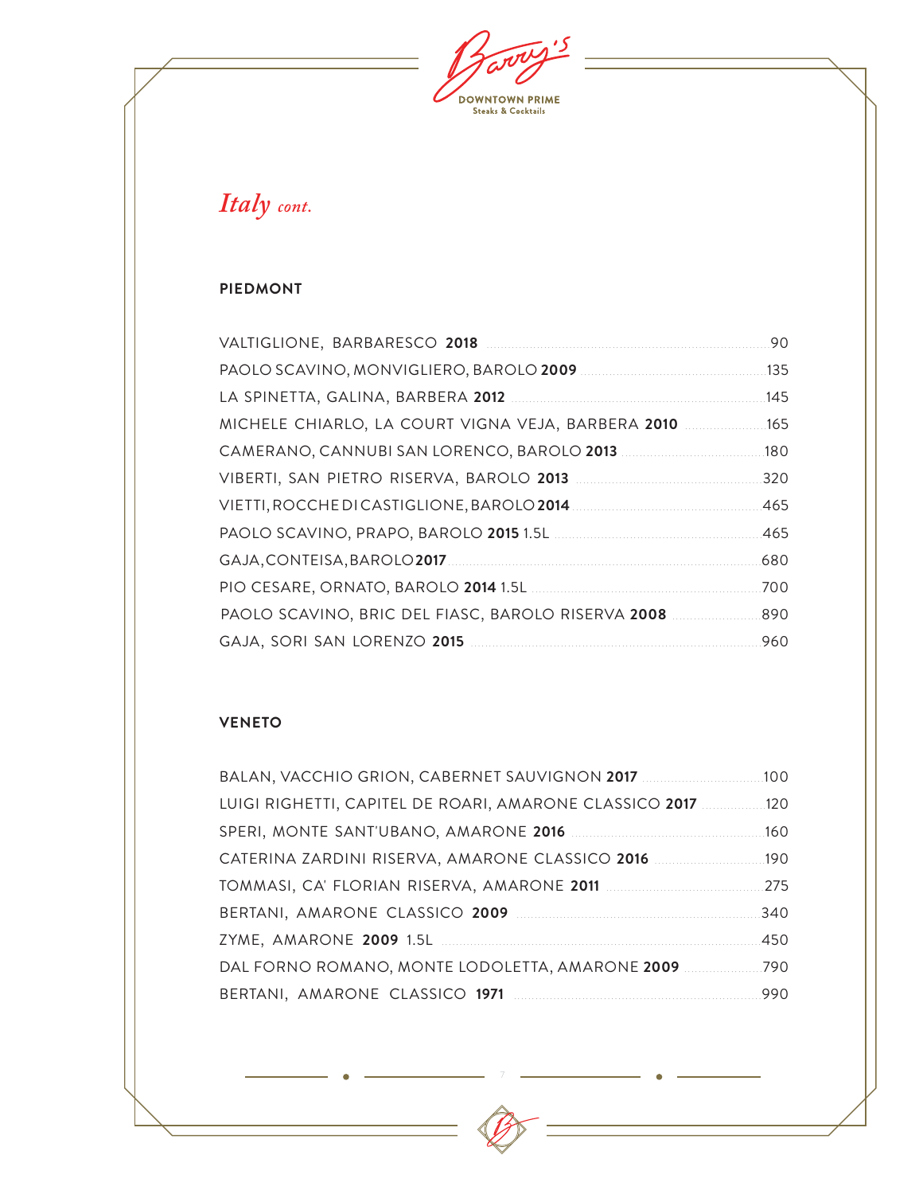# *Italy cont.*

## PIEDMONT

VALTIGLIONE, BARBARESCO **2018** ........ 90
PAOLO SCAVINO, MONVIGLIERO, BAROLO **2009** ........ 135
LA SPINETTA, GALINA, BARBERA **2012** ........ 145
MICHELE CHIARLO, LA COURT VIGNA VEJA, BARBERA **2010** ........ 165
CAMERANO, CANNUBI SAN LORENCO, BAROLO **2013** ........ 180
VIBERTI, SAN PIETRO RISERVA, BAROLO **2013** ........ 320
VIETTI, ROCCHE DI CASTIGLIONE, BAROLO **2014** ........ 465
PAOLO SCAVINO, PRAPO, BAROLO **2015** 1.5L ........ 465
GAJA, CONTEISA, BAROLO **2017** ........ 680
PIO CESARE, ORNATO, BAROLO **2014** 1.5L ........ 700
PAOLO SCAVINO, BRIC DEL FIASC, BAROLO RISERVA **2008** ........ 890
GAJA, SORI SAN LORENZO **2015** ........ 960

## VENETO

BALAN, VACCHIO GRION, CABERNET SAUVIGNON **2017** ........ 100
LUIGI RIGHETTI, CAPITEL DE ROARI, AMARONE CLASSICO **2017** ........ 120
SPERI, MONTE SANT'UBANO, AMARONE **2016** ........ 160
CATERINA ZARDINI RISERVA, AMARONE CLASSICO **2016** ........ 190
TOMMASI, CA' FLORIAN RISERVA, AMARONE **2011** ........ 275
BERTANI, AMARONE CLASSICO **2009** ........ 340
ZYME, AMARONE **2009** 1.5L ........ 450
DAL FORNO ROMANO, MONTE LODOLETTA, AMARONE **2009** ........ 790
BERTANI, AMARONE CLASSICO **1971** ........ 990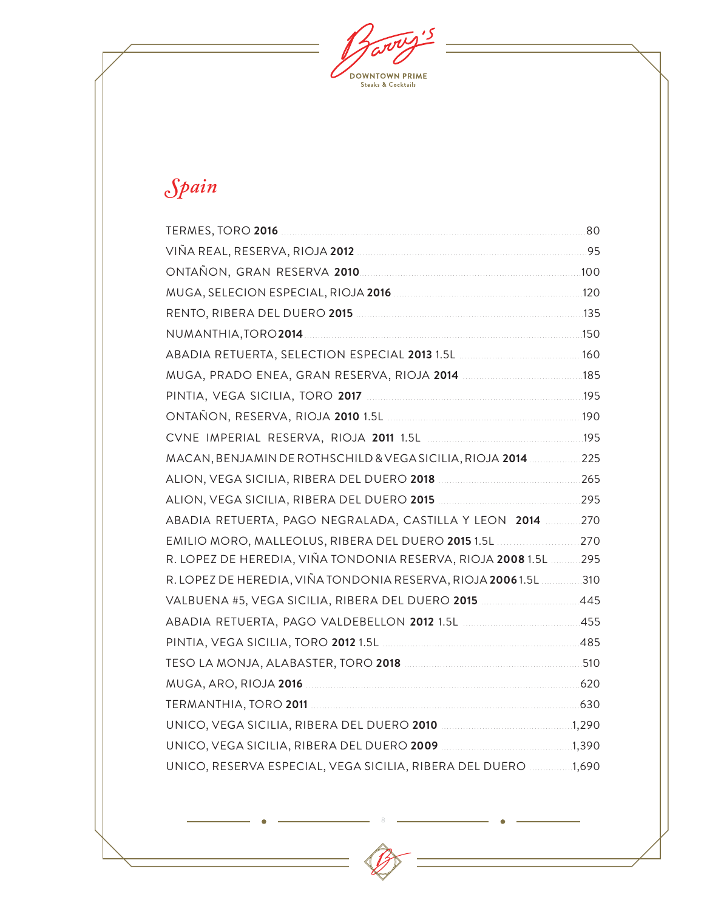# Spain

| Wine | Price |
|---|---|
| TERMES, TORO **2016** | 80 |
| VIÑA REAL, RESERVA, RIOJA **2012** | 95 |
| ONTAÑON, GRAN RESERVA **2010** | 100 |
| MUGA, SELECION ESPECIAL, RIOJA **2016** | 120 |
| RENTO, RIBERA DEL DUERO **2015** | 135 |
| NUMANTHIA, TORO **2014** | 150 |
| ABADIA RETUERTA, SELECTION ESPECIAL **2013** 1.5L | 160 |
| MUGA, PRADO ENEA, GRAN RESERVA, RIOJA **2014** | 185 |
| PINTIA, VEGA SICILIA, TORO **2017** | 195 |
| ONTAÑON, RESERVA, RIOJA **2010** 1.5L | 190 |
| CVNE IMPERIAL RESERVA, RIOJA **2011** 1.5L | 195 |
| MACAN, BENJAMIN DE ROTHSCHILD & VEGA SICILIA, RIOJA **2014** | 225 |
| ALION, VEGA SICILIA, RIBERA DEL DUERO **2018** | 265 |
| ALION, VEGA SICILIA, RIBERA DEL DUERO **2015** | 295 |
| ABADIA RETUERTA, PAGO NEGRALADA, CASTILLA Y LEON **2014** | 270 |
| EMILIO MORO, MALLEOLUS, RIBERA DEL DUERO **2015** 1.5L | 270 |
| R. LOPEZ DE HEREDIA, VIÑA TONDONIA RESERVA, RIOJA **2008** 1.5L | 295 |
| R. LOPEZ DE HEREDIA, VIÑA TONDONIA RESERVA, RIOJA **2006** 1.5L | 310 |
| VALBUENA #5, VEGA SICILIA, RIBERA DEL DUERO **2015** | 445 |
| ABADIA RETUERTA, PAGO VALDEBELLON **2012** 1.5L | 455 |
| PINTIA, VEGA SICILIA, TORO **2012** 1.5L | 485 |
| TESO LA MONJA, ALABASTER, TORO **2018** | 510 |
| MUGA, ARO, RIOJA **2016** | 620 |
| TERMANTHIA, TORO **2011** | 630 |
| UNICO, VEGA SICILIA, RIBERA DEL DUERO **2010** | 1,290 |
| UNICO, VEGA SICILIA, RIBERA DEL DUERO **2009** | 1,390 |
| UNICO, RESERVA ESPECIAL, VEGA SICILIA, RIBERA DEL DUERO | 1,690 |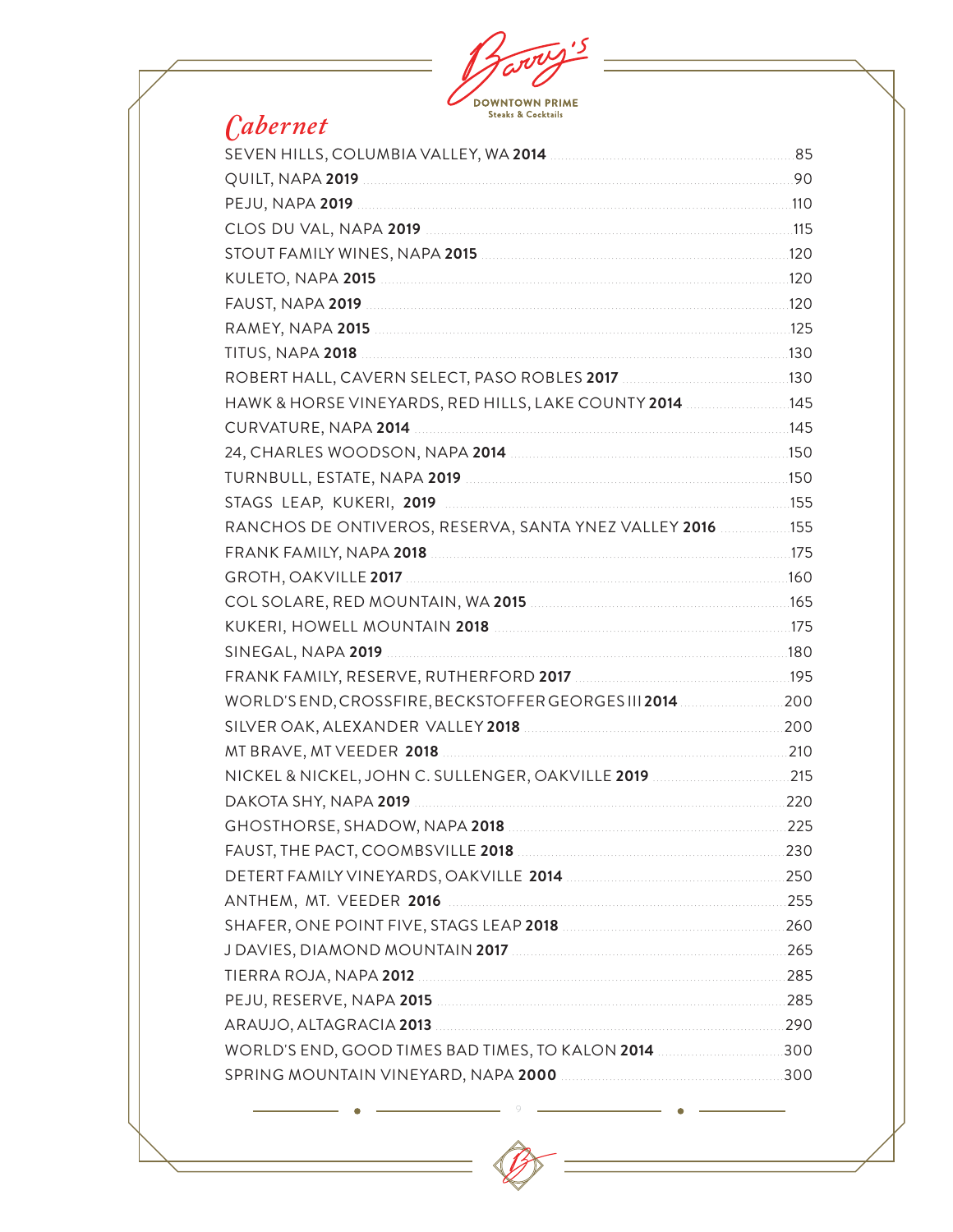Barry's
DOWNTOWN PRIME
Steaks & Cocktails

## *Cabernet*

| Wine | Price |
|---|---|
| SEVEN HILLS, COLUMBIA VALLEY, WA **2014** | 85 |
| QUILT, NAPA **2019** | 90 |
| PEJU, NAPA **2019** | 110 |
| CLOS DU VAL, NAPA **2019** | 115 |
| STOUT FAMILY WINES, NAPA **2015** | 120 |
| KULETO, NAPA **2015** | 120 |
| FAUST, NAPA **2019** | 120 |
| RAMEY, NAPA **2015** | 125 |
| TITUS, NAPA **2018** | 130 |
| ROBERT HALL, CAVERN SELECT, PASO ROBLES **2017** | 130 |
| HAWK & HORSE VINEYARDS, RED HILLS, LAKE COUNTY **2014** | 145 |
| CURVATURE, NAPA **2014** | 145 |
| 24, CHARLES WOODSON, NAPA **2014** | 150 |
| TURNBULL, ESTATE, NAPA **2019** | 150 |
| STAGS LEAP, KUKERI, **2019** | 155 |
| RANCHOS DE ONTIVEROS, RESERVA, SANTA YNEZ VALLEY **2016** | 155 |
| FRANK FAMILY, NAPA **2018** | 175 |
| GROTH, OAKVILLE **2017** | 160 |
| COL SOLARE, RED MOUNTAIN, WA **2015** | 165 |
| KUKERI, HOWELL MOUNTAIN **2018** | 175 |
| SINEGAL, NAPA **2019** | 180 |
| FRANK FAMILY, RESERVE, RUTHERFORD **2017** | 195 |
| WORLD'S END, CROSSFIRE, BECKSTOFFER GEORGES III **2014** | 200 |
| SILVER OAK, ALEXANDER VALLEY **2018** | 200 |
| MT BRAVE, MT VEEDER **2018** | 210 |
| NICKEL & NICKEL, JOHN C. SULLENGER, OAKVILLE **2019** | 215 |
| DAKOTA SHY, NAPA **2019** | 220 |
| GHOSTHORSE, SHADOW, NAPA **2018** | 225 |
| FAUST, THE PACT, COOMBSVILLE **2018** | 230 |
| DETERT FAMILY VINEYARDS, OAKVILLE **2014** | 250 |
| ANTHEM, MT. VEEDER **2016** | 255 |
| SHAFER, ONE POINT FIVE, STAGS LEAP **2018** | 260 |
| J DAVIES, DIAMOND MOUNTAIN **2017** | 265 |
| TIERRA ROJA, NAPA **2012** | 285 |
| PEJU, RESERVE, NAPA **2015** | 285 |
| ARAUJO, ALTAGRACIA **2013** | 290 |
| WORLD'S END, GOOD TIMES BAD TIMES, TO KALON **2014** | 300 |
| SPRING MOUNTAIN VINEYARD, NAPA **2000** | 300 |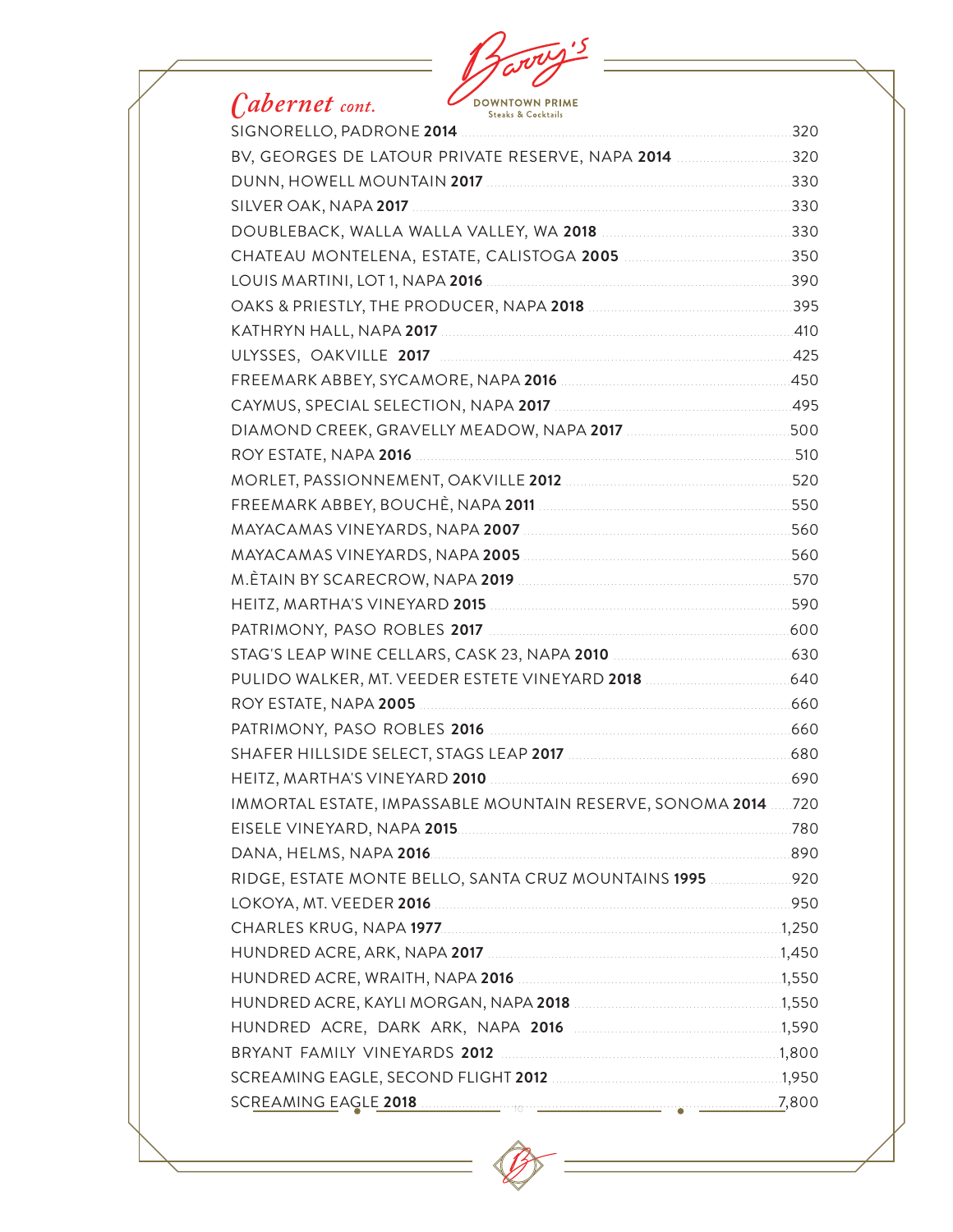Barry's DOWNTOWN PRIME Steaks & Cocktails

## *Cabernet cont.*

| Wine | Price |
|---|---|
| SIGNORELLO, PADRONE **2014** | 320 |
| BV, GEORGES DE LATOUR PRIVATE RESERVE, NAPA **2014** | 320 |
| DUNN, HOWELL MOUNTAIN **2017** | 330 |
| SILVER OAK, NAPA **2017** | 330 |
| DOUBLEBACK, WALLA WALLA VALLEY, WA **2018** | 330 |
| CHATEAU MONTELENA, ESTATE, CALISTOGA **2005** | 350 |
| LOUIS MARTINI, LOT 1, NAPA **2016** | 390 |
| OAKS & PRIESTLY, THE PRODUCER, NAPA **2018** | 395 |
| KATHRYN HALL, NAPA **2017** | 410 |
| ULYSSES, OAKVILLE **2017** | 425 |
| FREEMARK ABBEY, SYCAMORE, NAPA **2016** | 450 |
| CAYMUS, SPECIAL SELECTION, NAPA **2017** | 495 |
| DIAMOND CREEK, GRAVELLY MEADOW, NAPA **2017** | 500 |
| ROY ESTATE, NAPA **2016** | 510 |
| MORLET, PASSIONNEMENT, OAKVILLE **2012** | 520 |
| FREEMARK ABBEY, BOUCHÈ, NAPA **2011** | 550 |
| MAYACAMAS VINEYARDS, NAPA **2007** | 560 |
| MAYACAMAS VINEYARDS, NAPA **2005** | 560 |
| M.ÈTAIN BY SCARECROW, NAPA **2019** | 570 |
| HEITZ, MARTHA'S VINEYARD **2015** | 590 |
| PATRIMONY, PASO ROBLES **2017** | 600 |
| STAG'S LEAP WINE CELLARS, CASK 23, NAPA **2010** | 630 |
| PULIDO WALKER, MT. VEEDER ESTETE VINEYARD **2018** | 640 |
| ROY ESTATE, NAPA **2005** | 660 |
| PATRIMONY, PASO ROBLES **2016** | 660 |
| SHAFER HILLSIDE SELECT, STAGS LEAP **2017** | 680 |
| HEITZ, MARTHA'S VINEYARD **2010** | 690 |
| IMMORTAL ESTATE, IMPASSABLE MOUNTAIN RESERVE, SONOMA **2014** | 720 |
| EISELE VINEYARD, NAPA **2015** | 780 |
| DANA, HELMS, NAPA **2016** | 890 |
| RIDGE, ESTATE MONTE BELLO, SANTA CRUZ MOUNTAINS **1995** | 920 |
| LOKOYA, MT. VEEDER **2016** | 950 |
| CHARLES KRUG, NAPA **1977** | 1,250 |
| HUNDRED ACRE, ARK, NAPA **2017** | 1,450 |
| HUNDRED ACRE, WRAITH, NAPA **2016** | 1,550 |
| HUNDRED ACRE, KAYLI MORGAN, NAPA **2018** | 1,550 |
| HUNDRED ACRE, DARK ARK, NAPA **2016** | 1,590 |
| BRYANT FAMILY VINEYARDS **2012** | 1,800 |
| SCREAMING EAGLE, SECOND FLIGHT **2012** | 1,950 |
| SCREAMING EAGLE **2018** | 7,800 |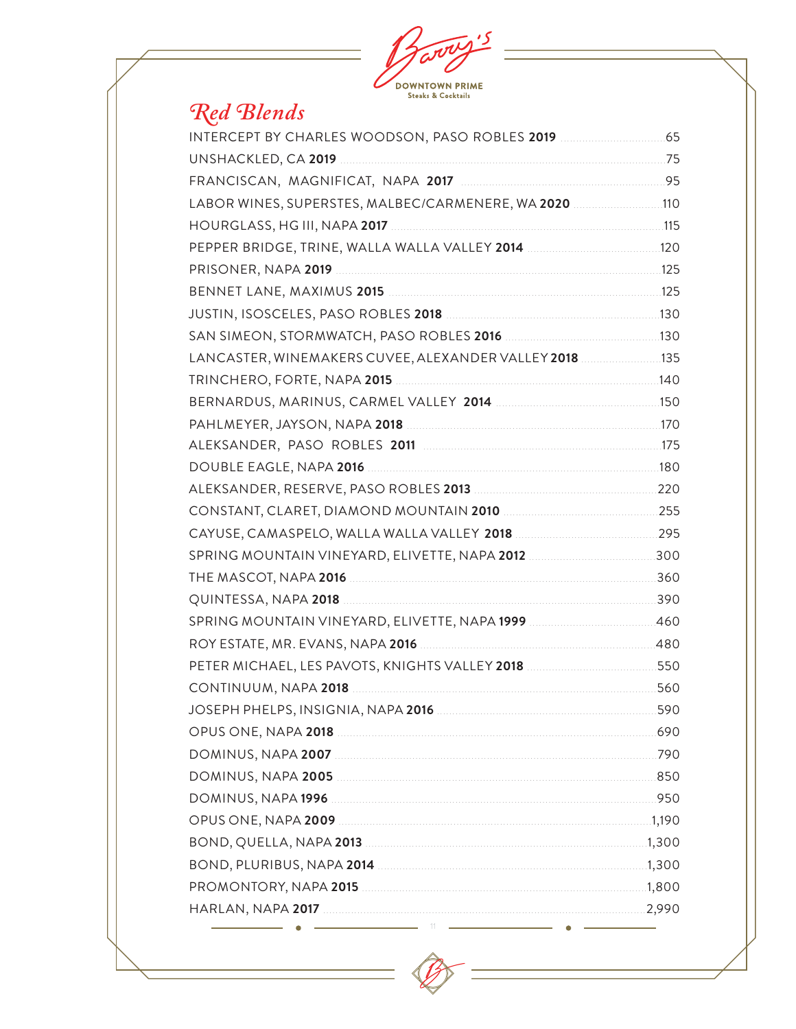# Barry's

DOWNTOWN PRIME
Steaks & Cocktails

## Red Blends

| Wine | Price |
|---|---|
| INTERCEPT BY CHARLES WOODSON, PASO ROBLES **2019** | 65 |
| UNSHACKLED, CA **2019** | 75 |
| FRANCISCAN, MAGNIFICAT, NAPA **2017** | 95 |
| LABOR WINES, SUPERSTES, MALBEC/CARMENERE, WA **2020** | 110 |
| HOURGLASS, HG III, NAPA **2017** | 115 |
| PEPPER BRIDGE, TRINE, WALLA WALLA VALLEY **2014** | 120 |
| PRISONER, NAPA **2019** | 125 |
| BENNET LANE, MAXIMUS **2015** | 125 |
| JUSTIN, ISOSCELES, PASO ROBLES **2018** | 130 |
| SAN SIMEON, STORMWATCH, PASO ROBLES **2016** | 130 |
| LANCASTER, WINEMAKERS CUVEE, ALEXANDER VALLEY **2018** | 135 |
| TRINCHERO, FORTE, NAPA **2015** | 140 |
| BERNARDUS, MARINUS, CARMEL VALLEY **2014** | 150 |
| PAHLMEYER, JAYSON, NAPA **2018** | 170 |
| ALEKSANDER, PASO ROBLES **2011** | 175 |
| DOUBLE EAGLE, NAPA **2016** | 180 |
| ALEKSANDER, RESERVE, PASO ROBLES **2013** | 220 |
| CONSTANT, CLARET, DIAMOND MOUNTAIN **2010** | 255 |
| CAYUSE, CAMASPELO, WALLA WALLA VALLEY **2018** | 295 |
| SPRING MOUNTAIN VINEYARD, ELIVETTE, NAPA **2012** | 300 |
| THE MASCOT, NAPA **2016** | 360 |
| QUINTESSA, NAPA **2018** | 390 |
| SPRING MOUNTAIN VINEYARD, ELIVETTE, NAPA **1999** | 460 |
| ROY ESTATE, MR. EVANS, NAPA **2016** | 480 |
| PETER MICHAEL, LES PAVOTS, KNIGHTS VALLEY **2018** | 550 |
| CONTINUUM, NAPA **2018** | 560 |
| JOSEPH PHELPS, INSIGNIA, NAPA **2016** | 590 |
| OPUS ONE, NAPA **2018** | 690 |
| DOMINUS, NAPA **2007** | 790 |
| DOMINUS, NAPA **2005** | 850 |
| DOMINUS, NAPA **1996** | 950 |
| OPUS ONE, NAPA **2009** | 1,190 |
| BOND, QUELLA, NAPA **2013** | 1,300 |
| BOND, PLURIBUS, NAPA **2014** | 1,300 |
| PROMONTORY, NAPA **2015** | 1,800 |
| HARLAN, NAPA **2017** | 2,990 |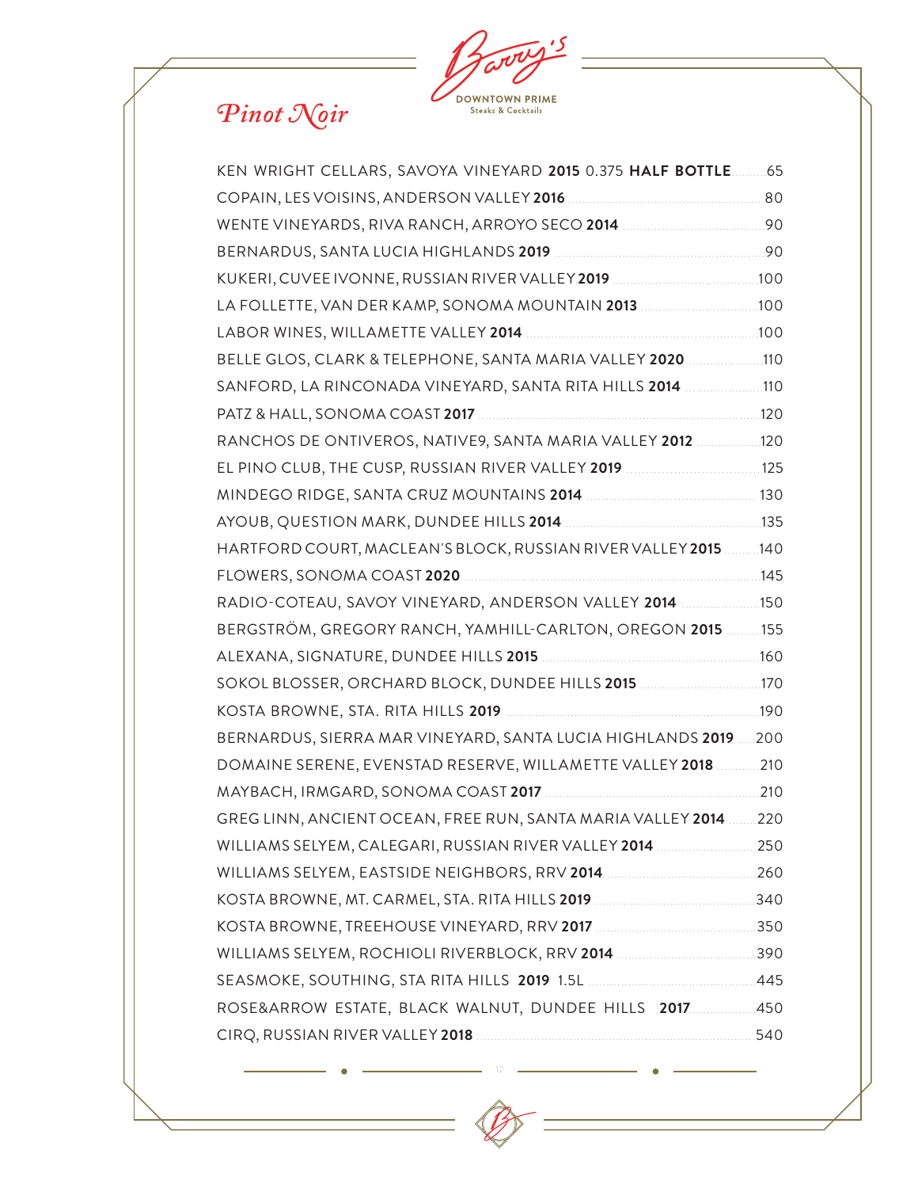Barry's
DOWNTOWN PRIME
Steaks & Cocktails

# *Pinot Noir*

KEN WRIGHT CELLARS, SAVOYA VINEYARD **2015** 0.375 **HALF BOTTLE** ..... 65

COPAIN, LES VOISINS, ANDERSON VALLEY **2016** ..... 80

WENTE VINEYARDS, RIVA RANCH, ARROYO SECO **2014** ..... 90

BERNARDUS, SANTA LUCIA HIGHLANDS **2019** ..... 90

KUKERI, CUVEE IVONNE, RUSSIAN RIVER VALLEY **2019** ..... 100

LA FOLLETTE, VAN DER KAMP, SONOMA MOUNTAIN **2013** ..... 100

LABOR WINES, WILLAMETTE VALLEY **2014** ..... 100

BELLE GLOS, CLARK & TELEPHONE, SANTA MARIA VALLEY **2020** ..... 110

SANFORD, LA RINCONADA VINEYARD, SANTA RITA HILLS **2014** ..... 110

PATZ & HALL, SONOMA COAST **2017** ..... 120

RANCHOS DE ONTIVEROS, NATIVE9, SANTA MARIA VALLEY **2012** ..... 120

EL PINO CLUB, THE CUSP, RUSSIAN RIVER VALLEY **2019** ..... 125

MINDEGO RIDGE, SANTA CRUZ MOUNTAINS **2014** ..... 130

AYOUB, QUESTION MARK, DUNDEE HILLS **2014** ..... 135

HARTFORD COURT, MACLEAN'S BLOCK, RUSSIAN RIVER VALLEY **2015** ..... 140

FLOWERS, SONOMA COAST **2020** ..... 145

RADIO-COTEAU, SAVOY VINEYARD, ANDERSON VALLEY **2014** ..... 150

BERGSTRÖM, GREGORY RANCH, YAMHILL-CARLTON, OREGON **2015** ..... 155

ALEXANA, SIGNATURE, DUNDEE HILLS **2015** ..... 160

SOKOL BLOSSER, ORCHARD BLOCK, DUNDEE HILLS **2015** ..... 170

KOSTA BROWNE, STA. RITA HILLS **2019** ..... 190

BERNARDUS, SIERRA MAR VINEYARD, SANTA LUCIA HIGHLANDS **2019** ..... 200

DOMAINE SERENE, EVENSTAD RESERVE, WILLAMETTE VALLEY **2018** ..... 210

MAYBACH, IRMGARD, SONOMA COAST **2017** ..... 210

GREG LINN, ANCIENT OCEAN, FREE RUN, SANTA MARIA VALLEY **2014** ..... 220

WILLIAMS SELYEM, CALEGARI, RUSSIAN RIVER VALLEY **2014** ..... 250

WILLIAMS SELYEM, EASTSIDE NEIGHBORS, RRV **2014** ..... 260

KOSTA BROWNE, MT. CARMEL, STA. RITA HILLS **2019** ..... 340

KOSTA BROWNE, TREEHOUSE VINEYARD, RRV **2017** ..... 350

WILLIAMS SELYEM, ROCHIOLI RIVERBLOCK, RRV **2014** ..... 390

SEASMOKE, SOUTHING, STA RITA HILLS **2019** 1.5L ..... 445

ROSE&ARROW ESTATE, BLACK WALNUT, DUNDEE HILLS **2017** ..... 450

CIRQ, RUSSIAN RIVER VALLEY **2018** ..... 540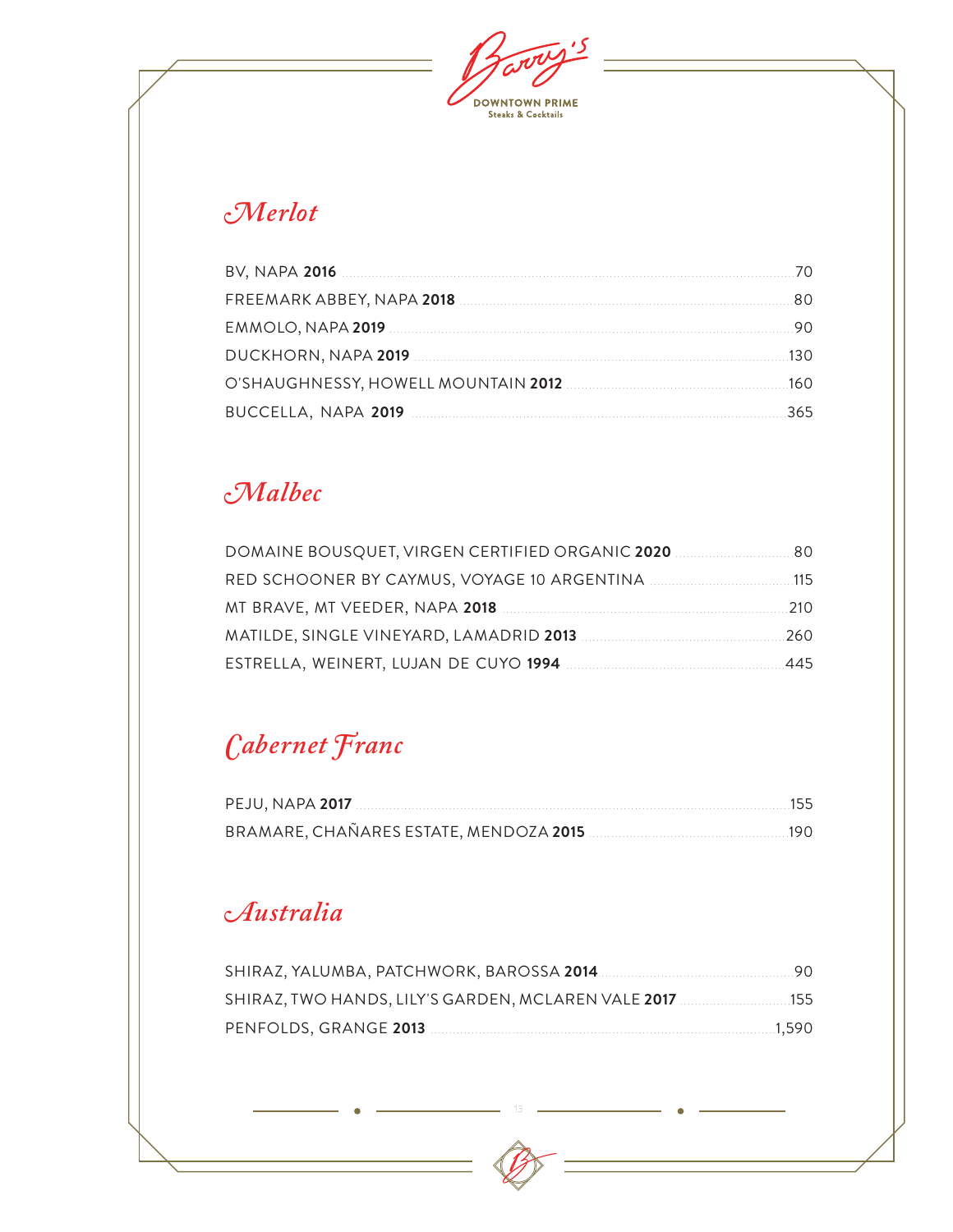# Barry's

DOWNTOWN PRIME
Steaks & Cocktails

## Merlot

| Wine | Price |
|---|---|
| BV, NAPA **2016** | 70 |
| FREEMARK ABBEY, NAPA **2018** | 80 |
| EMMOLO, NAPA **2019** | 90 |
| DUCKHORN, NAPA **2019** | 130 |
| O'SHAUGHNESSY, HOWELL MOUNTAIN **2012** | 160 |
| BUCCELLA, NAPA **2019** | 365 |

## Malbec

| Wine | Price |
|---|---|
| DOMAINE BOUSQUET, VIRGEN CERTIFIED ORGANIC **2020** | 80 |
| RED SCHOONER BY CAYMUS, VOYAGE 10 ARGENTINA | 115 |
| MT BRAVE, MT VEEDER, NAPA **2018** | 210 |
| MATILDE, SINGLE VINEYARD, LAMADRID **2013** | 260 |
| ESTRELLA, WEINERT, LUJAN DE CUYO **1994** | 445 |

## Cabernet Franc

| Wine | Price |
|---|---|
| PEJU, NAPA **2017** | 155 |
| BRAMARE, CHAÑARES ESTATE, MENDOZA **2015** | 190 |

## Australia

| Wine | Price |
|---|---|
| SHIRAZ, YALUMBA, PATCHWORK, BAROSSA **2014** | 90 |
| SHIRAZ, TWO HANDS, LILY'S GARDEN, MCLAREN VALE **2017** | 155 |
| PENFOLDS, GRANGE **2013** | 1,590 |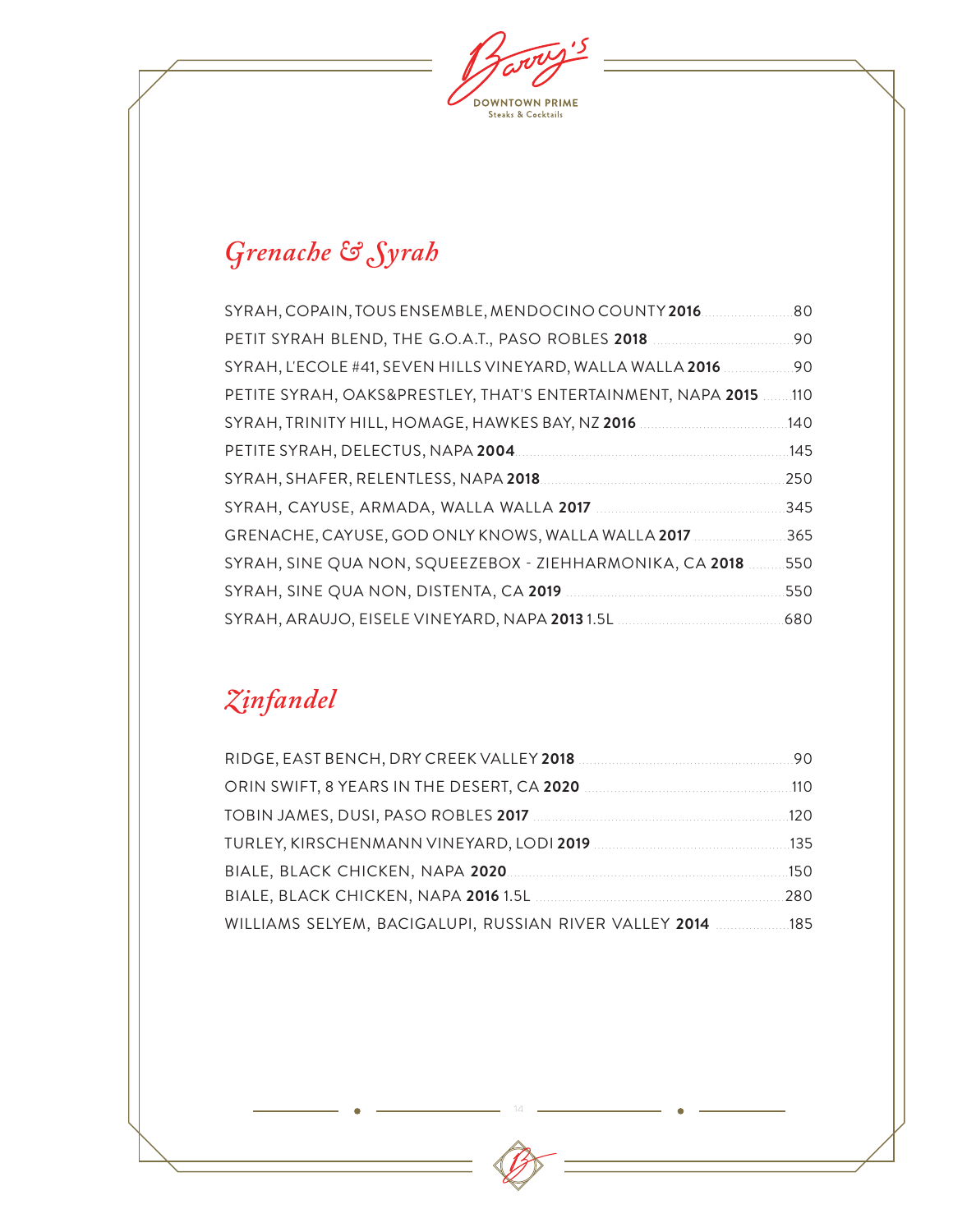Barry's
DOWNTOWN PRIME
Steaks & Cocktails

## *Grenache & Syrah*

| Wine | Price |
| --- | --- |
| SYRAH, COPAIN, TOUS ENSEMBLE, MENDOCINO COUNTY **2016** | 80 |
| PETIT SYRAH BLEND, THE G.O.A.T., PASO ROBLES **2018** | 90 |
| SYRAH, L'ECOLE #41, SEVEN HILLS VINEYARD, WALLA WALLA **2016** | 90 |
| PETITE SYRAH, OAKS&PRESTLEY, THAT'S ENTERTAINMENT, NAPA **2015** | 110 |
| SYRAH, TRINITY HILL, HOMAGE, HAWKES BAY, NZ **2016** | 140 |
| PETITE SYRAH, DELECTUS, NAPA **2004** | 145 |
| SYRAH, SHAFER, RELENTLESS, NAPA **2018** | 250 |
| SYRAH, CAYUSE, ARMADA, WALLA WALLA **2017** | 345 |
| GRENACHE, CAYUSE, GOD ONLY KNOWS, WALLA WALLA **2017** | 365 |
| SYRAH, SINE QUA NON, SQUEEZEBOX - ZIEHHARMONIKA, CA **2018** | 550 |
| SYRAH, SINE QUA NON, DISTENTA, CA **2019** | 550 |
| SYRAH, ARAUJO, EISELE VINEYARD, NAPA **2013** 1.5L | 680 |

## *Zinfandel*

| Wine | Price |
| --- | --- |
| RIDGE, EAST BENCH, DRY CREEK VALLEY **2018** | 90 |
| ORIN SWIFT, 8 YEARS IN THE DESERT, CA **2020** | 110 |
| TOBIN JAMES, DUSI, PASO ROBLES **2017** | 120 |
| TURLEY, KIRSCHENMANN VINEYARD, LODI **2019** | 135 |
| BIALE, BLACK CHICKEN, NAPA **2020** | 150 |
| BIALE, BLACK CHICKEN, NAPA **2016** 1.5L | 280 |
| WILLIAMS SELYEM, BACIGALUPI, RUSSIAN RIVER VALLEY **2014** | 185 |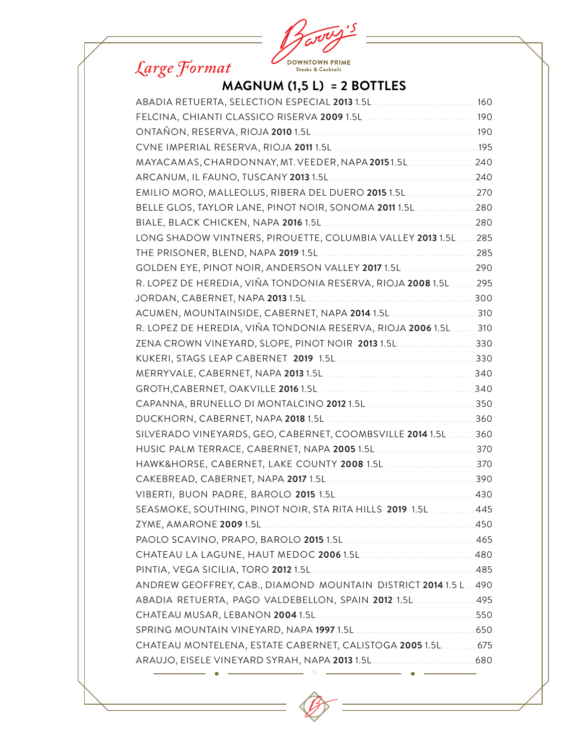# Barry's

DOWNTOWN PRIME
Steaks & Cocktails

## *Large Format*

### MAGNUM (1,5 L) = 2 BOTTLES

ABADIA RETUERTA, SELECTION ESPECIAL **2013** 1.5L ..... 160

FELCINA, CHIANTI CLASSICO RISERVA **2009** 1.5L ..... 190

ONTAÑON, RESERVA, RIOJA **2010** 1.5L ..... 190

CVNE IMPERIAL RESERVA, RIOJA **2011** 1.5L ..... 195

MAYACAMAS, CHARDONNAY, MT. VEEDER, NAPA **2015** 1.5L ..... 240

ARCANUM, IL FAUNO, TUSCANY **2013** 1.5L ..... 240

EMILIO MORO, MALLEOLUS, RIBERA DEL DUERO **2015** 1.5L ..... 270

BELLE GLOS, TAYLOR LANE, PINOT NOIR, SONOMA **2011** 1.5L ..... 280

BIALE, BLACK CHICKEN, NAPA **2016** 1.5L ..... 280

LONG SHADOW VINTNERS, PIROUETTE, COLUMBIA VALLEY **2013** 1.5L ..... 285

THE PRISONER, BLEND, NAPA **2019** 1.5L ..... 285

GOLDEN EYE, PINOT NOIR, ANDERSON VALLEY **2017** 1.5L ..... 290

R. LOPEZ DE HEREDIA, VIÑA TONDONIA RESERVA, RIOJA **2008** 1.5L ..... 295

JORDAN, CABERNET, NAPA **2013** 1.5L ..... 300

ACUMEN, MOUNTAINSIDE, CABERNET, NAPA **2014** 1.5L ..... 310

R. LOPEZ DE HEREDIA, VIÑA TONDONIA RESERVA, RIOJA **2006** 1.5L ..... 310

ZENA CROWN VINEYARD, SLOPE, PINOT NOIR **2013** 1.5L ..... 330

KUKERI, STAGS LEAP CABERNET **2019** 1.5L ..... 330

MERRYVALE, CABERNET, NAPA **2013** 1.5L ..... 340

GROTH,CABERNET, OAKVILLE **2016** 1.5L ..... 340

CAPANNA, BRUNELLO DI MONTALCINO **2012** 1.5L ..... 350

DUCKHORN, CABERNET, NAPA **2018** 1.5L ..... 360

SILVERADO VINEYARDS, GEO, CABERNET, COOMBSVILLE **2014** 1.5L ..... 360

HUSIC PALM TERRACE, CABERNET, NAPA **2005** 1.5L ..... 370

HAWK&HORSE, CABERNET, LAKE COUNTY **2008** 1.5L ..... 370

CAKEBREAD, CABERNET, NAPA **2017** 1.5L ..... 390

VIBERTI, BUON PADRE, BAROLO **2015** 1.5L ..... 430

SEASMOKE, SOUTHING, PINOT NOIR, STA RITA HILLS **2019** 1.5L ..... 445

ZYME, AMARONE **2009** 1.5L ..... 450

PAOLO SCAVINO, PRAPO, BAROLO **2015** 1.5L ..... 465

CHATEAU LA LAGUNE, HAUT MEDOC **2006** 1.5L ..... 480

PINTIA, VEGA SICILIA, TORO **2012** 1.5L ..... 485

ANDREW GEOFFREY, CAB., DIAMOND MOUNTAIN DISTRICT **2014** 1.5 L ..... 490

ABADIA RETUERTA, PAGO VALDEBELLON, SPAIN **2012** 1.5L ..... 495

CHATEAU MUSAR, LEBANON **2004** 1.5L ..... 550

SPRING MOUNTAIN VINEYARD, NAPA **1997** 1.5L ..... 650

CHATEAU MONTELENA, ESTATE CABERNET, CALISTOGA **2005** 1.5L ..... 675

ARAUJO, EISELE VINEYARD SYRAH, NAPA **2013** 1.5L ..... 680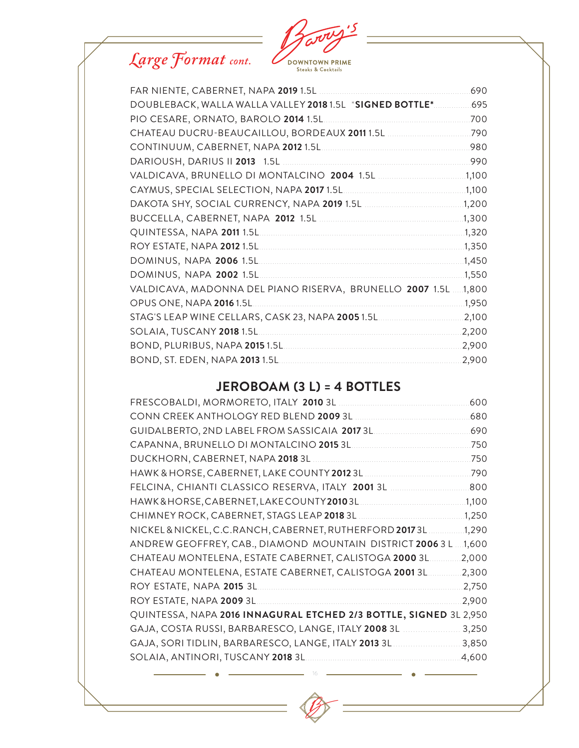## *Large Format cont.*

Barry's DOWNTOWN PRIME Steaks & Cocktails

FAR NIENTE, CABERNET, NAPA **2019** 1.5L ... 690
DOUBLEBACK, WALLA WALLA VALLEY **2018** 1.5L *__SIGNED BOTTLE__* ... 695
PIO CESARE, ORNATO, BAROLO **2014** 1.5L ... 700
CHATEAU DUCRU-BEAUCAILLOU, BORDEAUX **2011** 1.5L ... 790
CONTINUUM, CABERNET, NAPA **2012** 1.5L ... 980
DARIOUSH, DARIUS II **2013** 1.5L ... 990
VALDICAVA, BRUNELLO DI MONTALCINO **2004** 1.5L ... 1,100
CAYMUS, SPECIAL SELECTION, NAPA **2017** 1.5L ... 1,100
DAKOTA SHY, SOCIAL CURRENCY, NAPA **2019** 1.5L ... 1,200
BUCCELLA, CABERNET, NAPA **2012** 1.5L ... 1,300
QUINTESSA, NAPA **2011** 1.5L ... 1,320
ROY ESTATE, NAPA **2012** 1.5L ... 1,350
DOMINUS, NAPA **2006** 1.5L ... 1,450
DOMINUS, NAPA **2002** 1.5L ... 1,550
VALDICAVA, MADONNA DEL PIANO RISERVA, BRUNELLO **2007** 1.5L ... 1,800
OPUS ONE, NAPA **2016** 1.5L ... 1,950
STAG'S LEAP WINE CELLARS, CASK 23, NAPA **2005** 1.5L ... 2,100
SOLAIA, TUSCANY **2018** 1.5L ... 2,200
BOND, PLURIBUS, NAPA **2015** 1.5L ... 2,900
BOND, ST. EDEN, NAPA **2013** 1.5L ... 2,900

## JEROBOAM (3 L) = 4 BOTTLES

FRESCOBALDI, MORMORETO, ITALY **2010** 3L ... 600
CONN CREEK ANTHOLOGY RED BLEND **2009** 3L ... 680
GUIDALBERTO, 2ND LABEL FROM SASSICAIA **2017** 3L ... 690
CAPANNA, BRUNELLO DI MONTALCINO **2015** 3L ... 750
DUCKHORN, CABERNET, NAPA **2018** 3L ... 750
HAWK & HORSE, CABERNET, LAKE COUNTY **2012** 3L ... 790
FELCINA, CHIANTI CLASSICO RESERVA, ITALY **2001** 3L ... 800
HAWK & HORSE, CABERNET, LAKE COUNTY **2010** 3L ... 1,100
CHIMNEY ROCK, CABERNET, STAGS LEAP **2018** 3L ... 1,250
NICKEL & NICKEL, C.C.RANCH, CABERNET, RUTHERFORD **2017** 3L ... 1,290
ANDREW GEOFFREY, CAB., DIAMOND MOUNTAIN DISTRICT **2006** 3 L ... 1,600
CHATEAU MONTELENA, ESTATE CABERNET, CALISTOGA **2000** 3L ... 2,000
CHATEAU MONTELENA, ESTATE CABERNET, CALISTOGA **2001** 3L ... 2,300
ROY ESTATE, NAPA **2015** 3L ... 2,750
ROY ESTATE, NAPA **2009** 3L ... 2,900
QUINTESSA, NAPA **2016 INNAGURAL ETCHED 2/3 BOTTLE, SIGNED** 3L 2,950
GAJA, COSTA RUSSI, BARBARESCO, LANGE, ITALY **2008** 3L ... 3,250
GAJA, SORI TIDLIN, BARBARESCO, LANGE, ITALY **2013** 3L ... 3,850
SOLAIA, ANTINORI, TUSCANY **2018** 3L ... 4,600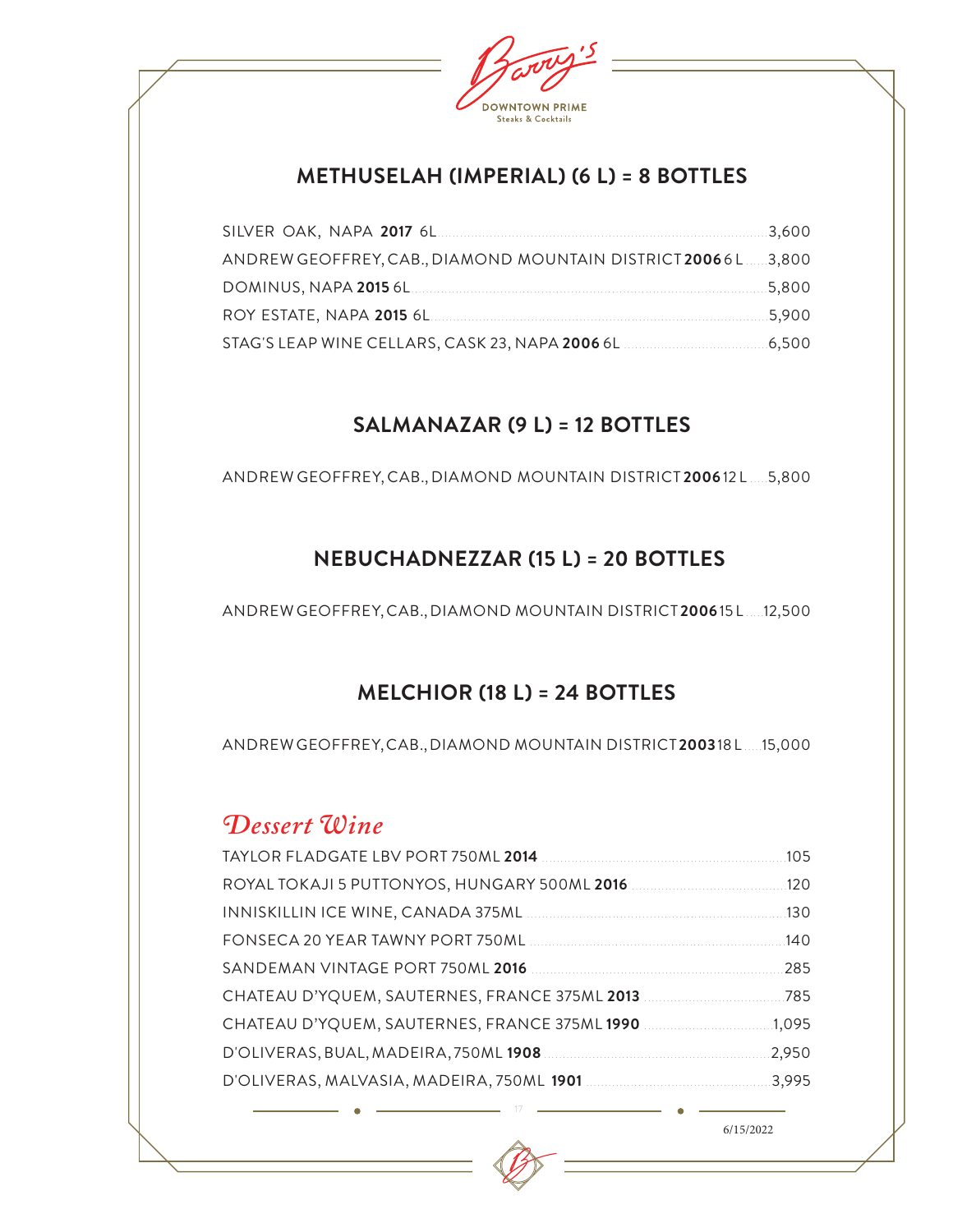Barry's DOWNTOWN PRIME Steaks & Cocktails

## METHUSELAH (IMPERIAL) (6 L) = 8 BOTTLES

SILVER OAK, NAPA **2017** 6L ........ 3,600
ANDREW GEOFFREY, CAB., DIAMOND MOUNTAIN DISTRICT **2006** 6 L ........ 3,800
DOMINUS, NAPA **2015** 6L ........ 5,800
ROY ESTATE, NAPA **2015** 6L ........ 5,900
STAG'S LEAP WINE CELLARS, CASK 23, NAPA **2006** 6L ........ 6,500

## SALMANAZAR (9 L) = 12 BOTTLES

ANDREW GEOFFREY, CAB., DIAMOND MOUNTAIN DISTRICT **2006** 12 L ........ 5,800

## NEBUCHADNEZZAR (15 L) = 20 BOTTLES

ANDREW GEOFFREY, CAB., DIAMOND MOUNTAIN DISTRICT **2006** 15 L ........ 12,500

## MELCHIOR (18 L) = 24 BOTTLES

ANDREW GEOFFREY, CAB., DIAMOND MOUNTAIN DISTRICT **2003** 18 L ........ 15,000

## *Dessert Wine*

TAYLOR FLADGATE LBV PORT 750ML **2014** ........ 105
ROYAL TOKAJI 5 PUTTONYOS, HUNGARY 500ML **2016** ........ 120
INNISKILLIN ICE WINE, CANADA 375ML ........ 130
FONSECA 20 YEAR TAWNY PORT 750ML ........ 140
SANDEMAN VINTAGE PORT 750ML **2016** ........ 285
CHATEAU D'YQUEM, SAUTERNES, FRANCE 375ML **2013** ........ 785
CHATEAU D'YQUEM, SAUTERNES, FRANCE 375ML **1990** ........ 1,095
D'OLIVERAS, BUAL, MADEIRA, 750ML **1908** ........ 2,950
D'OLIVERAS, MALVASIA, MADEIRA, 750ML **1901** ........ 3,995

6/15/2022